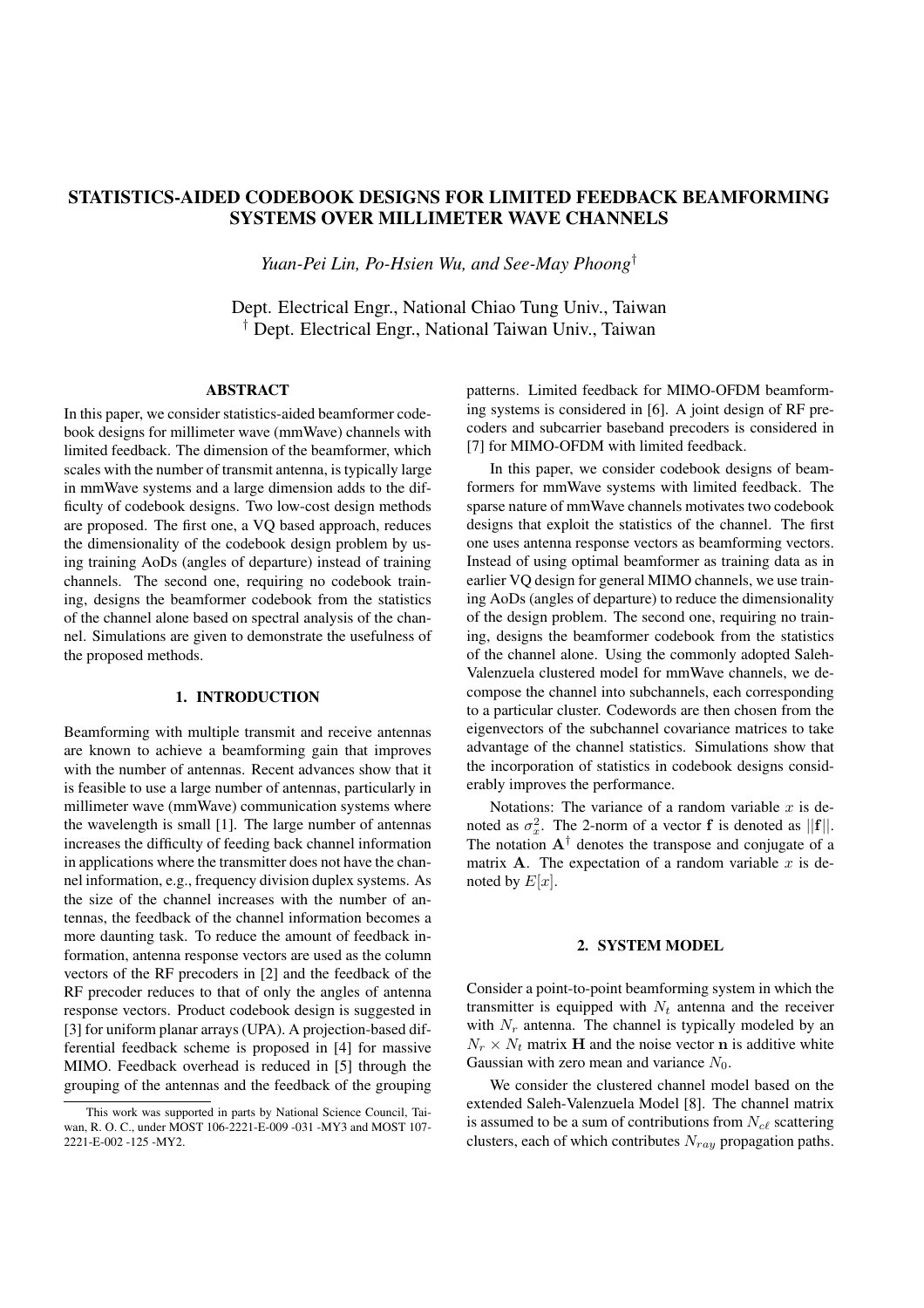# STATISTICS-AIDED CODEBOOK DESIGNS FOR LIMITED FEEDBACK BEAMFORMING SYSTEMS OVER MILLIMETER WAVE CHANNELS

*Yuan-Pei Lin, Po-Hsien Wu, and See-May Phoong*[†]

Dept. Electrical Engr., National Chiao Tung Univ., Taiwan
[†] Dept. Electrical Engr., National Taiwan Univ., Taiwan

## ABSTRACT

In this paper, we consider statistics-aided beamformer codebook designs for millimeter wave (mmWave) channels with limited feedback. The dimension of the beamformer, which scales with the number of transmit antenna, is typically large in mmWave systems and a large dimension adds to the difficulty of codebook designs. Two low-cost design methods are proposed. The first one, a VQ based approach, reduces the dimensionality of the codebook design problem by using training AoDs (angles of departure) instead of training channels. The second one, requiring no codebook training, designs the beamformer codebook from the statistics of the channel alone based on spectral analysis of the channel. Simulations are given to demonstrate the usefulness of the proposed methods.

## 1. INTRODUCTION

Beamforming with multiple transmit and receive antennas are known to achieve a beamforming gain that improves with the number of antennas. Recent advances show that it is feasible to use a large number of antennas, particularly in millimeter wave (mmWave) communication systems where the wavelength is small [1]. The large number of antennas increases the difficulty of feeding back channel information in applications where the transmitter does not have the channel information, e.g., frequency division duplex systems. As the size of the channel increases with the number of antennas, the feedback of the channel information becomes a more daunting task. To reduce the amount of feedback information, antenna response vectors are used as the column vectors of the RF precoders in [2] and the feedback of the RF precoder reduces to that of only the angles of antenna response vectors. Product codebook design is suggested in [3] for uniform planar arrays (UPA). A projection-based differential feedback scheme is proposed in [4] for massive MIMO. Feedback overhead is reduced in [5] through the grouping of the antennas and the feedback of the grouping patterns. Limited feedback for MIMO-OFDM beamforming systems is considered in [6]. A joint design of RF precoders and subcarrier baseband precoders is considered in [7] for MIMO-OFDM with limited feedback.

In this paper, we consider codebook designs of beamformers for mmWave systems with limited feedback. The sparse nature of mmWave channels motivates two codebook designs that exploit the statistics of the channel. The first one uses antenna response vectors as beamforming vectors. Instead of using optimal beamformer as training data as in earlier VQ design for general MIMO channels, we use training AoDs (angles of departure) to reduce the dimensionality of the design problem. The second one, requiring no training, designs the beamformer codebook from the statistics of the channel alone. Using the commonly adopted Saleh-Valenzuela clustered model for mmWave channels, we decompose the channel into subchannels, each corresponding to a particular cluster. Codewords are then chosen from the eigenvectors of the subchannel covariance matrices to take advantage of the channel statistics. Simulations show that the incorporation of statistics in codebook designs considerably improves the performance.

Notations: The variance of a random variable $x$ is denoted as $\sigma_x^2$. The 2-norm of a vector $\mathbf{f}$ is denoted as $||\mathbf{f}||$. The notation $\mathbf{A}^\dagger$ denotes the transpose and conjugate of a matrix $\mathbf{A}$. The expectation of a random variable $x$ is denoted by $E[x]$.

## 2. SYSTEM MODEL

Consider a point-to-point beamforming system in which the transmitter is equipped with $N_t$ antenna and the receiver with $N_r$ antenna. The channel is typically modeled by an $N_r \times N_t$ matrix $\mathbf{H}$ and the noise vector $\mathbf{n}$ is additive white Gaussian with zero mean and variance $N_0$.

We consider the clustered channel model based on the extended Saleh-Valenzuela Model [8]. The channel matrix is assumed to be a sum of contributions from $N_{c\ell}$ scattering clusters, each of which contributes $N_{ray}$ propagation paths.

This work was supported in parts by National Science Council, Taiwan, R. O. C., under MOST 106-2221-E-009 -031 -MY3 and MOST 107-2221-E-002 -125 -MY2.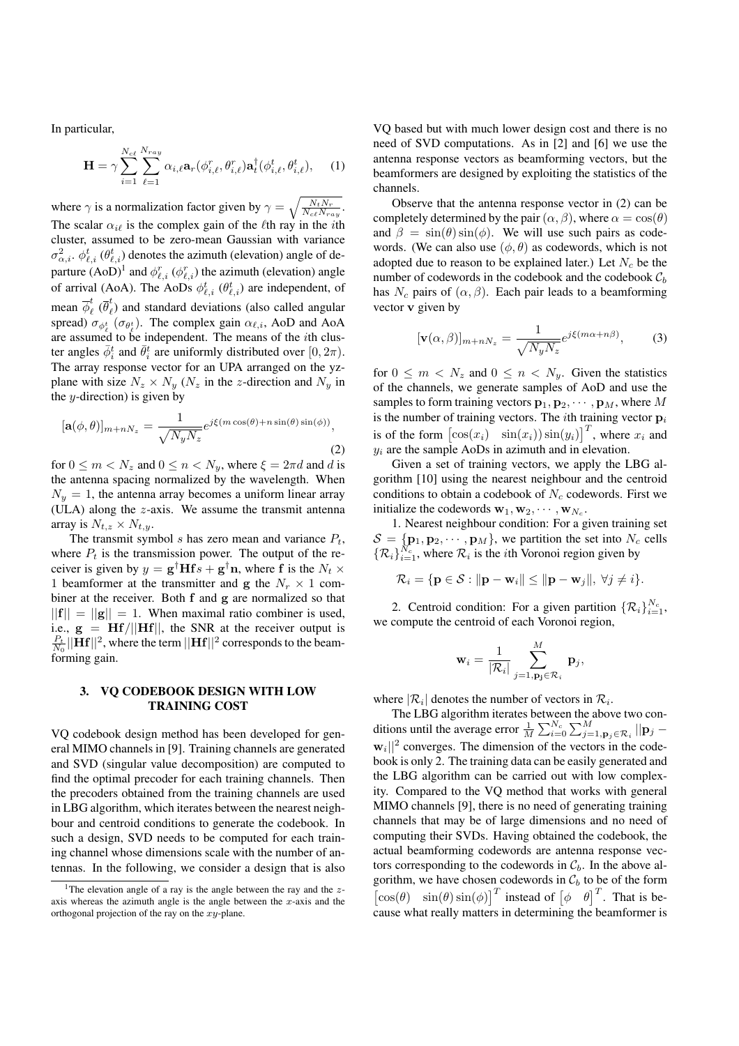In particular,

$$\mathbf{H} = \gamma \sum_{i=1}^{N_{c\ell}} \sum_{\ell=1}^{N_{ray}} \alpha_{i,\ell} \mathbf{a}_r(\phi_{i,\ell}^r, \theta_{i,\ell}^r) \mathbf{a}_t^\dagger(\phi_{i,\ell}^t, \theta_{i,\ell}^t), \quad (1)$$

where $\gamma$ is a normalization factor given by $\gamma = \sqrt{\frac{N_t N_r}{N_{c\ell} N_{ray}}}$. The scalar $\alpha_{i\ell}$ is the complex gain of the $\ell$th ray in the $i$th cluster, assumed to be zero-mean Gaussian with variance $\sigma_{\alpha,i}^2$. $\phi_{\ell,i}^t$ ($\theta_{\ell,i}^t$) denotes the azimuth (elevation) angle of departure (AoD)[1] and $\phi_{\ell,i}^r$ ($\phi_{\ell,i}^r$) the azimuth (elevation) angle of arrival (AoA). The AoDs $\phi_{\ell,i}^t$ ($\theta_{\ell,i}^t$) are independent, of mean $\overline{\phi}_\ell^t$ ($\overline{\theta}_\ell^t$) and standard deviations (also called angular spread) $\sigma_{\phi_\ell^t}$ ($\sigma_{\theta_\ell^t}$). The complex gain $\alpha_{\ell,i}$, AoD and AoA are assumed to be independent. The means of the $i$th cluster angles $\bar{\phi}_i^t$ and $\bar{\theta}_i^t$ are uniformly distributed over $[0, 2\pi)$. The array response vector for an UPA arranged on the yz-plane with size $N_z \times N_y$ ($N_z$ in the $z$-direction and $N_y$ in the $y$-direction) is given by

$$[\mathbf{a}(\phi, \theta)]_{m+nN_z} = \frac{1}{\sqrt{N_y N_z}} e^{j\xi(m\cos(\theta) + n\sin(\theta)\sin(\phi))}, \quad (2)$$

for $0 \le m < N_z$ and $0 \le n < N_y$, where $\xi = 2\pi d$ and $d$ is the antenna spacing normalized by the wavelength. When $N_y = 1$, the antenna array becomes a uniform linear array (ULA) along the $z$-axis. We assume the transmit antenna array is $N_{t,z} \times N_{t,y}$.

The transmit symbol $s$ has zero mean and variance $P_t$, where $P_t$ is the transmission power. The output of the receiver is given by $y = \mathbf{g}^\dagger \mathbf{H} \mathbf{f} s + \mathbf{g}^\dagger \mathbf{n}$, where $\mathbf{f}$ is the $N_t \times 1$ beamformer at the transmitter and $\mathbf{g}$ the $N_r \times 1$ combiner at the receiver. Both $\mathbf{f}$ and $\mathbf{g}$ are normalized so that $||\mathbf{f}|| = ||\mathbf{g}|| = 1$. When maximal ratio combiner is used, i.e., $\mathbf{g} = \mathbf{H}\mathbf{f}/||\mathbf{H}\mathbf{f}||$, the SNR at the receiver output is $\frac{P_t}{N_0}||\mathbf{H}\mathbf{f}||^2$, where the term $||\mathbf{H}\mathbf{f}||^2$ corresponds to the beamforming gain.

## 3. VQ CODEBOOK DESIGN WITH LOW TRAINING COST

VQ codebook design method has been developed for general MIMO channels in [9]. Training channels are generated and SVD (singular value decomposition) are computed to find the optimal precoder for each training channels. Then the precoders obtained from the training channels are used in LBG algorithm, which iterates between the nearest neighbour and centroid conditions to generate the codebook. In such a design, SVD needs to be computed for each training channel whose dimensions scale with the number of antennas. In the following, we consider a design that is also VQ based but with much lower design cost and there is no need of SVD computations. As in [2] and [6] we use the antenna response vectors as beamforming vectors, but the beamformers are designed by exploiting the statistics of the channels.

Observe that the antenna response vector in (2) can be completely determined by the pair $(\alpha, \beta)$, where $\alpha = \cos(\theta)$ and $\beta = \sin(\theta)\sin(\phi)$. We will use such pairs as codewords. (We can also use $(\phi, \theta)$ as codewords, which is not adopted due to reason to be explained later.) Let $N_c$ be the number of codewords in the codebook and the codebook $\mathcal{C}_b$ has $N_c$ pairs of $(\alpha, \beta)$. Each pair leads to a beamforming vector $\mathbf{v}$ given by

$$[\mathbf{v}(\alpha, \beta)]_{m+nN_z} = \frac{1}{\sqrt{N_y N_z}} e^{j\xi(m\alpha + n\beta)}, \quad (3)$$

for $0 \le m < N_z$ and $0 \le n < N_y$. Given the statistics of the channels, we generate samples of AoD and use the samples to form training vectors $\mathbf{p}_1, \mathbf{p}_2, \cdots, \mathbf{p}_M$, where $M$ is the number of training vectors. The $i$th training vector $\mathbf{p}_i$ is of the form $\begin{bmatrix} \cos(x_i) & \sin(x_i))\sin(y_i) \end{bmatrix}^T$, where $x_i$ and $y_i$ are the sample AoDs in azimuth and in elevation.

Given a set of training vectors, we apply the LBG algorithm [10] using the nearest neighbour and the centroid conditions to obtain a codebook of $N_c$ codewords. First we initialize the codewords $\mathbf{w}_1, \mathbf{w}_2, \cdots, \mathbf{w}_{N_c}$.

1. Nearest neighbour condition: For a given training set $\mathcal{S} = \{\mathbf{p}_1, \mathbf{p}_2, \cdots, \mathbf{p}_M\}$, we partition the set into $N_c$ cells $\{\mathcal{R}_i\}_{i=1}^{N_c}$, where $\mathcal{R}_i$ is the $i$th Voronoi region given by

$$\mathcal{R}_i = \{\mathbf{p} \in \mathcal{S} : \|\mathbf{p} - \mathbf{w}_i\| \le \|\mathbf{p} - \mathbf{w}_j\|, \ \forall j \ne i\}.$$

2. Centroid condition: For a given partition $\{\mathcal{R}_i\}_{i=1}^{N_c}$, we compute the centroid of each Voronoi region,

$$\mathbf{w}_i = \frac{1}{|\mathcal{R}_i|} \sum_{j=1, \mathbf{p_j} \in \mathcal{R}_i}^{M} \mathbf{p}_j,$$

where $|\mathcal{R}_i|$ denotes the number of vectors in $\mathcal{R}_i$.

The LBG algorithm iterates between the above two conditions until the average error $\frac{1}{M}\sum_{i=0}^{N_c}\sum_{j=1, \mathbf{p}_j \in \mathcal{R}_i}^{M} ||\mathbf{p}_j - \mathbf{w}_i||^2$ converges. The dimension of the vectors in the codebook is only 2. The training data can be easily generated and the LBG algorithm can be carried out with low complexity. Compared to the VQ method that works with general MIMO channels [9], there is no need of generating training channels that may be of large dimensions and no need of computing their SVDs. Having obtained the codebook, the actual beamforming codewords are antenna response vectors corresponding to the codewords in $\mathcal{C}_b$. In the above algorithm, we have chosen codewords in $\mathcal{C}_b$ to be of the form $\begin{bmatrix} \cos(\theta) & \sin(\theta)\sin(\phi) \end{bmatrix}^T$ instead of $\begin{bmatrix} \phi & \theta \end{bmatrix}^T$. That is because what really matters in determining the beamformer is

[1] The elevation angle of a ray is the angle between the ray and the $z$-axis whereas the azimuth angle is the angle between the $x$-axis and the orthogonal projection of the ray on the $xy$-plane.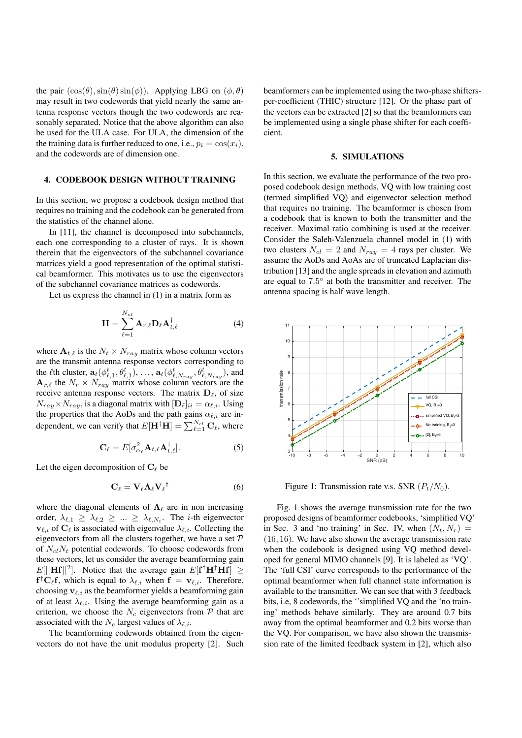the pair $(\cos(\theta), \sin(\theta)\sin(\phi))$. Applying LBG on $(\phi, \theta)$ may result in two codewords that yield nearly the same antenna response vectors though the two codewords are reasonably separated. Notice that the above algorithm can also be used for the ULA case. For ULA, the dimension of the the training data is further reduced to one, i.e., $p_i = \cos(x_i)$, and the codewords are of dimension one.

## 4. CODEBOOK DESIGN WITHOUT TRAINING

In this section, we propose a codebook design method that requires no training and the codebook can be generated from the statistics of the channel alone.

In [11], the channel is decomposed into subchannels, each one corresponding to a cluster of rays. It is shown therein that the eigenvectors of the subchannel covariance matrices yield a good representation of the optimal statistical beamformer. This motivates us to use the eigenvectors of the subchannel covariance matrices as codewords.

Let us express the channel in (1) in a matrix form as

$$\mathbf{H} = \sum_{\ell=1}^{N_{c\ell}} \mathbf{A}_{r,\ell}\mathbf{D}_{\ell}\mathbf{A}_{t,\ell}^{\dagger} \tag{4}$$

where $\mathbf{A}_{t,\ell}$ is the $N_t \times N_{ray}$ matrix whose column vectors are the transmit antenna response vectors corresponding to the $\ell$th cluster, $\mathbf{a}_t(\phi^t_{\ell,1}, \theta^t_{\ell,1}), \ldots, \mathbf{a}_t(\phi^t_{\ell,N_{ray}}, \theta^t_{\ell,N_{ray}})$, and $\mathbf{A}_{r,\ell}$ the $N_r \times N_{ray}$ matrix whose column vectors are the receive antenna response vectors. The matrix $\mathbf{D}_{\ell}$, of size $N_{ray} \times N_{ray}$, is a diagonal matrix with $[\mathbf{D}_{\ell}]_{ii} = \alpha_{\ell,i}$. Using the properties that the AoDs and the path gains $\alpha_{\ell,i}$ are independent, we can verify that $E[\mathbf{H}^{\dagger}\mathbf{H}] = \sum_{\ell=1}^{N_{cl}} \mathbf{C}_{\ell}$, where

$$\mathbf{C}_{\ell} = E[\sigma^2_{\alpha_{\ell}} \mathbf{A}_{t,\ell}\mathbf{A}_{t,\ell}^{\dagger}]. \tag{5}$$

Let the eigen decomposition of $\mathbf{C}_{\ell}$ be

$$\mathbf{C}_{\ell} = \mathbf{V}_{\ell}\mathbf{\Lambda}_{\ell}\mathbf{V}_{\ell}^{\dagger} \tag{6}$$

where the diagonal elements of $\mathbf{\Lambda}_{\ell}$ are in non increasing order, $\lambda_{\ell,1} \geq \lambda_{\ell,2} \geq \ldots \geq \lambda_{\ell,N_t}$. The $i$-th eigenvector $\mathbf{v}_{\ell,i}$ of $\mathbf{C}_{\ell}$ is associated with eigenvalue $\lambda_{\ell,i}$. Collecting the eigenvectors from all the clusters together, we have a set $\mathcal{P}$ of $N_{cl}N_t$ potential codewords. To choose codewords from these vectors, let us consider the average beamforming gain $E[||\mathbf{H}\mathbf{f}||^2]$. Notice that the average gain $E[\mathbf{f}^{\dagger}\mathbf{H}^{\dagger}\mathbf{H}\mathbf{f}] \geq \mathbf{f}^{\dagger}\mathbf{C}_{\ell}\mathbf{f}$, which is equal to $\lambda_{\ell,i}$ when $\mathbf{f} = \mathbf{v}_{\ell,i}$. Therefore, choosing $\mathbf{v}_{\ell,i}$ as the beamformer yields a beamforming gain of at least $\lambda_{\ell,i}$. Using the average beamforming gain as a criterion, we choose the $N_c$ eigenvectors from $\mathcal{P}$ that are associated with the $N_c$ largest values of $\lambda_{\ell,i}$.

The beamforming codewords obtained from the eigenvectors do not have the unit modulus property [2]. Such beamformers can be implemented using the two-phase shifters-per-coefficient (THIC) structure [12]. Or the phase part of the vectors can be extracted [2] so that the beamformers can be implemented using a single phase shifter for each coefficient.

## 5. SIMULATIONS

In this section, we evaluate the performance of the two proposed codebook design methods, VQ with low training cost (termed simplified VQ) and eigenvector selection method that requires no training. The beamformer is chosen from a codebook that is known to both the transmitter and the receiver. Maximal ratio combining is used at the receiver. Consider the Saleh-Valenzuela channel model in (1) with two clusters $N_{cl} = 2$ and $N_{ray} = 4$ rays per cluster. We assume the AoDs and AoAs are of truncated Laplacian distribution [13] and the angle spreads in elevation and azimuth are equal to $7.5°$ at both the transmitter and receiver. The antenna spacing is half wave length.

Figure 1: Transmission rate v.s. SNR $(P_t/N_0)$.

Fig. 1 shows the average transmission rate for the two proposed designs of beamformer codebooks, 'simplified VQ' in Sec. 3 and 'no training' in Sec. IV, when $(N_t, N_r) = (16, 16)$. We have also shown the average transmission rate when the codebook is designed using VQ method developed for general MIMO channels [9]. It is labeled as 'VQ'. The 'full CSI' curve corresponds to the performance of the optimal beamformer when full channel state information is available to the transmitter. We can see that with 3 feedback bits, i.e, 8 codewords, the ''simplified VQ and the 'no training' methods behave similarly. They are around 0.7 bits away from the optimal beamformer and 0.2 bits worse than the VQ. For comparison, we have also shown the transmission rate of the limited feedback system in [2], which also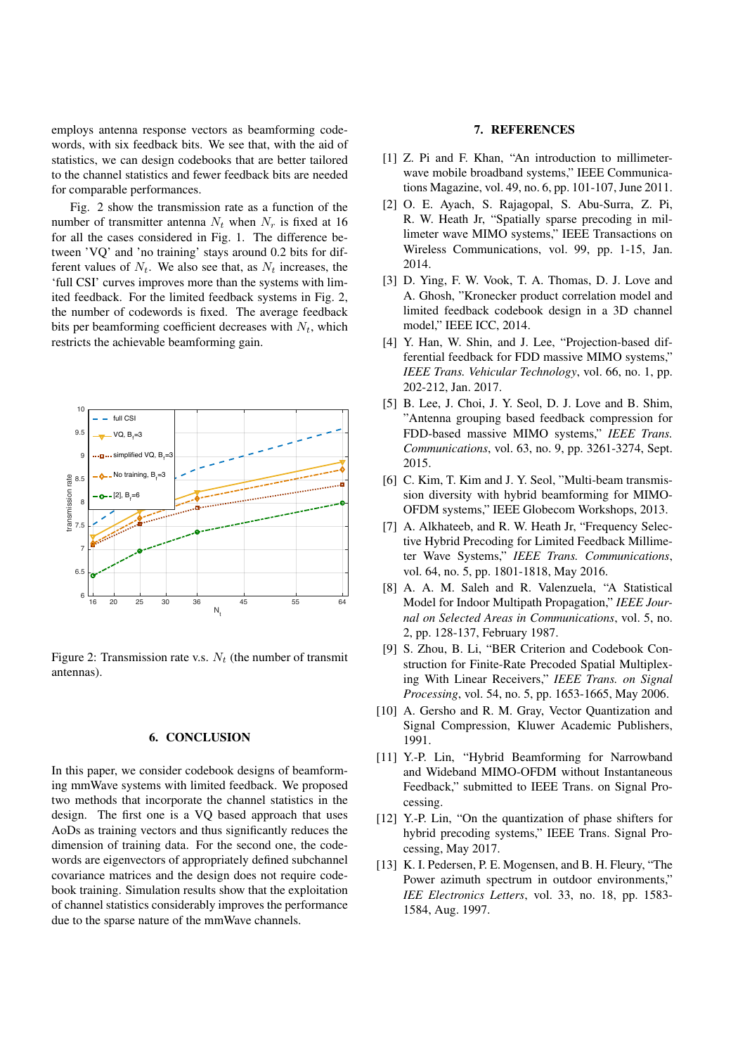employs antenna response vectors as beamforming codewords, with six feedback bits. We see that, with the aid of statistics, we can design codebooks that are better tailored to the channel statistics and fewer feedback bits are needed for comparable performances.

Fig. 2 show the transmission rate as a function of the number of transmitter antenna $N_t$ when $N_r$ is fixed at 16 for all the cases considered in Fig. 1. The difference between 'VQ' and 'no training' stays around 0.2 bits for different values of $N_t$. We also see that, as $N_t$ increases, the 'full CSI' curves improves more than the systems with limited feedback. For the limited feedback systems in Fig. 2, the number of codewords is fixed. The average feedback bits per beamforming coefficient decreases with $N_t$, which restricts the achievable beamforming gain.

transmission rate

10
9.5
9
8.5
8
7.5
7
6.5
6

16 20 25 30 36 45 55 64

$N_t$

full CSI
VQ, $B_t$=3
simplified VQ, $B_t$=3
No training, $B_t$=3
[2], $B_t$=6

Figure 2: Transmission rate v.s. $N_t$ (the number of transmit antennas).

## 6. CONCLUSION

In this paper, we consider codebook designs of beamforming mmWave systems with limited feedback. We proposed two methods that incorporate the channel statistics in the design. The first one is a VQ based approach that uses AoDs as training vectors and thus significantly reduces the dimension of training data. For the second one, the codewords are eigenvectors of appropriately defined subchannel covariance matrices and the design does not require codebook training. Simulation results show that the exploitation of channel statistics considerably improves the performance due to the sparse nature of the mmWave channels.

## 7. REFERENCES

[1] Z. Pi and F. Khan, "An introduction to millimeter-wave mobile broadband systems," IEEE Communications Magazine, vol. 49, no. 6, pp. 101-107, June 2011.

[2] O. E. Ayach, S. Rajagopal, S. Abu-Surra, Z. Pi, R. W. Heath Jr, "Spatially sparse precoding in millimeter wave MIMO systems," IEEE Transactions on Wireless Communications, vol. 99, pp. 1-15, Jan. 2014.

[3] D. Ying, F. W. Vook, T. A. Thomas, D. J. Love and A. Ghosh, "Kronecker product correlation model and limited feedback codebook design in a 3D channel model," IEEE ICC, 2014.

[4] Y. Han, W. Shin, and J. Lee, "Projection-based differential feedback for FDD massive MIMO systems," *IEEE Trans. Vehicular Technology*, vol. 66, no. 1, pp. 202-212, Jan. 2017.

[5] B. Lee, J. Choi, J. Y. Seol, D. J. Love and B. Shim, "Antenna grouping based feedback compression for FDD-based massive MIMO systems," *IEEE Trans. Communications*, vol. 63, no. 9, pp. 3261-3274, Sept. 2015.

[6] C. Kim, T. Kim and J. Y. Seol, "Multi-beam transmission diversity with hybrid beamforming for MIMO-OFDM systems," IEEE Globecom Workshops, 2013.

[7] A. Alkhateeb, and R. W. Heath Jr, "Frequency Selective Hybrid Precoding for Limited Feedback Millimeter Wave Systems," *IEEE Trans. Communications*, vol. 64, no. 5, pp. 1801-1818, May 2016.

[8] A. A. M. Saleh and R. Valenzuela, "A Statistical Model for Indoor Multipath Propagation," *IEEE Journal on Selected Areas in Communications*, vol. 5, no. 2, pp. 128-137, February 1987.

[9] S. Zhou, B. Li, "BER Criterion and Codebook Construction for Finite-Rate Precoded Spatial Multiplexing With Linear Receivers," *IEEE Trans. on Signal Processing*, vol. 54, no. 5, pp. 1653-1665, May 2006.

[10] A. Gersho and R. M. Gray, Vector Quantization and Signal Compression, Kluwer Academic Publishers, 1991.

[11] Y.-P. Lin, "Hybrid Beamforming for Narrowband and Wideband MIMO-OFDM without Instantaneous Feedback," submitted to IEEE Trans. on Signal Processing.

[12] Y.-P. Lin, "On the quantization of phase shifters for hybrid precoding systems," IEEE Trans. Signal Processing, May 2017.

[13] K. I. Pedersen, P. E. Mogensen, and B. H. Fleury, "The Power azimuth spectrum in outdoor environments," *IEE Electronics Letters*, vol. 33, no. 18, pp. 1583-1584, Aug. 1997.